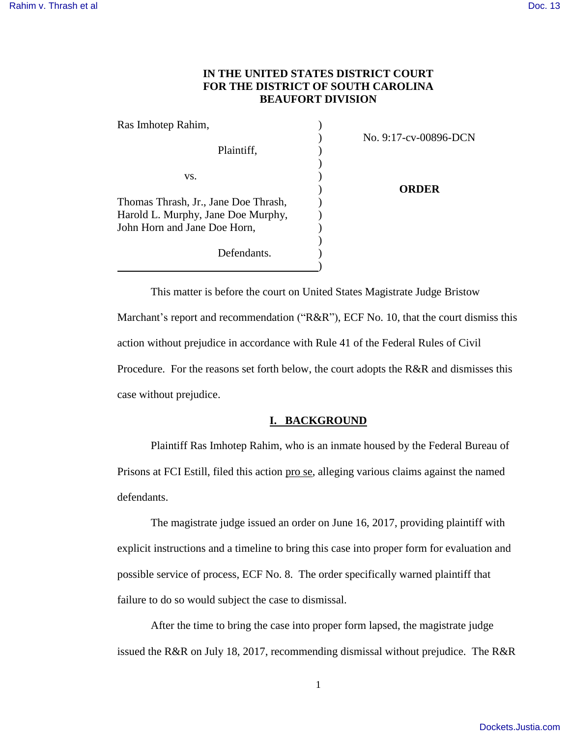**IN THE UNITED STATES DISTRICT COURT**
**FOR THE DISTRICT OF SOUTH CAROLINA**
**BEAUFORT DIVISION**

Ras Imhotep Rahim,

Plaintiff,

vs.

Thomas Thrash, Jr., Jane Doe Thrash, Harold L. Murphy, Jane Doe Murphy, John Horn and Jane Doe Horn,

Defendants.

No. 9:17-cv-00896-DCN

**ORDER**

This matter is before the court on United States Magistrate Judge Bristow Marchant's report and recommendation ("R&R"), ECF No. 10, that the court dismiss this action without prejudice in accordance with Rule 41 of the Federal Rules of Civil Procedure. For the reasons set forth below, the court adopts the R&R and dismisses this case without prejudice.

## I. BACKGROUND

Plaintiff Ras Imhotep Rahim, who is an inmate housed by the Federal Bureau of Prisons at FCI Estill, filed this action pro se, alleging various claims against the named defendants.

The magistrate judge issued an order on June 16, 2017, providing plaintiff with explicit instructions and a timeline to bring this case into proper form for evaluation and possible service of process, ECF No. 8. The order specifically warned plaintiff that failure to do so would subject the case to dismissal.

After the time to bring the case into proper form lapsed, the magistrate judge issued the R&R on July 18, 2017, recommending dismissal without prejudice. The R&R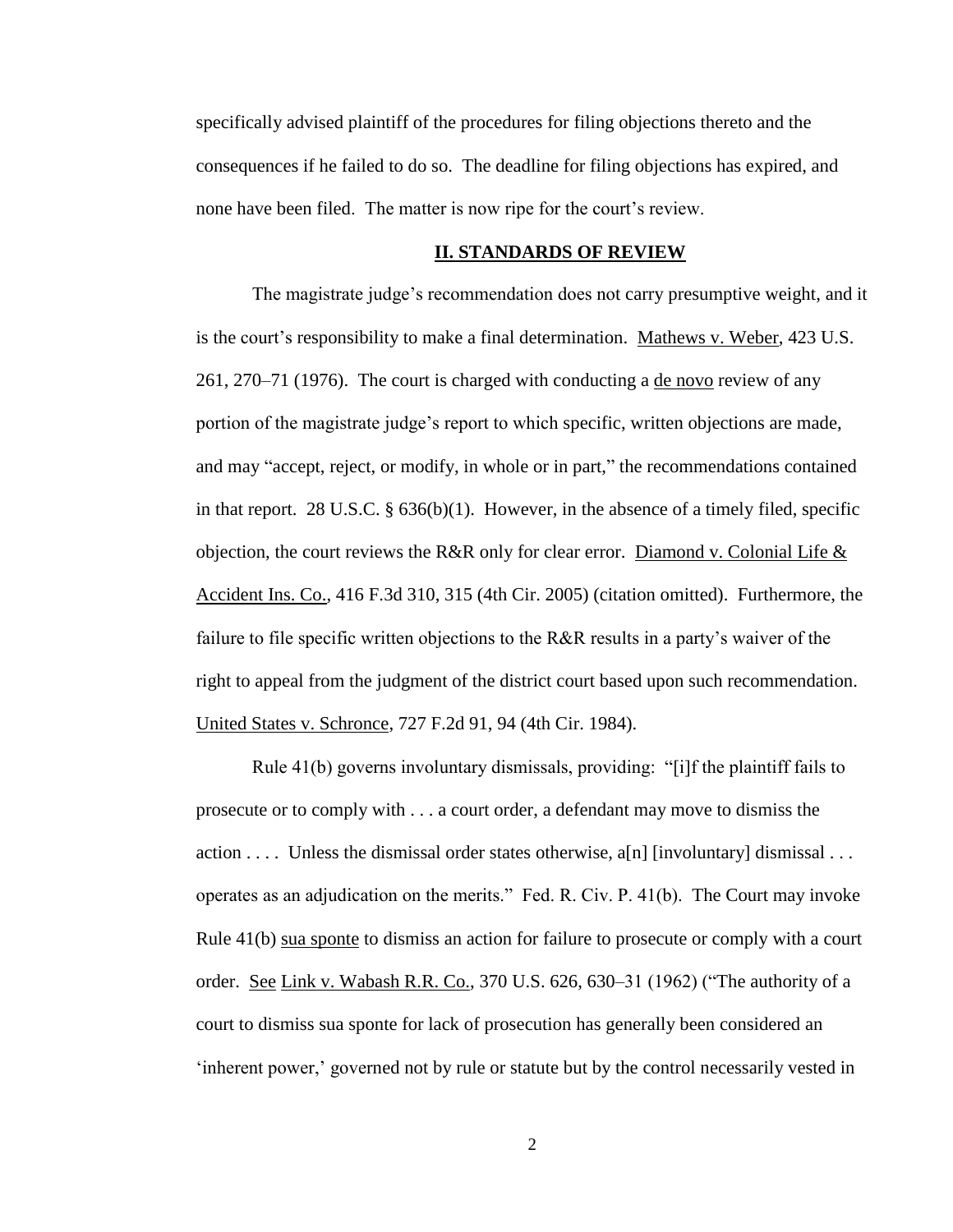specifically advised plaintiff of the procedures for filing objections thereto and the consequences if he failed to do so. The deadline for filing objections has expired, and none have been filed. The matter is now ripe for the court's review.

## II. STANDARDS OF REVIEW

The magistrate judge's recommendation does not carry presumptive weight, and it is the court's responsibility to make a final determination. Mathews v. Weber, 423 U.S. 261, 270–71 (1976). The court is charged with conducting a de novo review of any portion of the magistrate judge's report to which specific, written objections are made, and may "accept, reject, or modify, in whole or in part," the recommendations contained in that report. 28 U.S.C. § 636(b)(1). However, in the absence of a timely filed, specific objection, the court reviews the R&R only for clear error. Diamond v. Colonial Life & Accident Ins. Co., 416 F.3d 310, 315 (4th Cir. 2005) (citation omitted). Furthermore, the failure to file specific written objections to the R&R results in a party's waiver of the right to appeal from the judgment of the district court based upon such recommendation. United States v. Schronce, 727 F.2d 91, 94 (4th Cir. 1984).

Rule 41(b) governs involuntary dismissals, providing: "[i]f the plaintiff fails to prosecute or to comply with . . . a court order, a defendant may move to dismiss the action . . . . Unless the dismissal order states otherwise, a[n] [involuntary] dismissal . . . operates as an adjudication on the merits." Fed. R. Civ. P. 41(b). The Court may invoke Rule 41(b) sua sponte to dismiss an action for failure to prosecute or comply with a court order. See Link v. Wabash R.R. Co., 370 U.S. 626, 630–31 (1962) ("The authority of a court to dismiss sua sponte for lack of prosecution has generally been considered an 'inherent power,' governed not by rule or statute but by the control necessarily vested in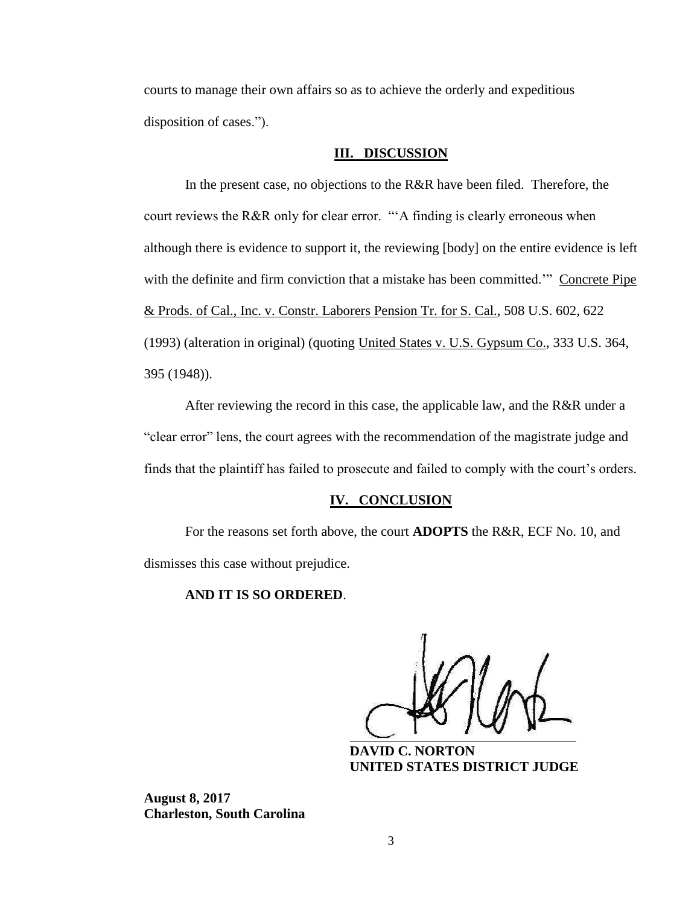courts to manage their own affairs so as to achieve the orderly and expeditious disposition of cases.").

## III. DISCUSSION

In the present case, no objections to the R&R have been filed. Therefore, the court reviews the R&R only for clear error. "'A finding is clearly erroneous when although there is evidence to support it, the reviewing [body] on the entire evidence is left with the definite and firm conviction that a mistake has been committed.'" Concrete Pipe & Prods. of Cal., Inc. v. Constr. Laborers Pension Tr. for S. Cal., 508 U.S. 602, 622 (1993) (alteration in original) (quoting United States v. U.S. Gypsum Co., 333 U.S. 364, 395 (1948)).

After reviewing the record in this case, the applicable law, and the R&R under a "clear error" lens, the court agrees with the recommendation of the magistrate judge and finds that the plaintiff has failed to prosecute and failed to comply with the court's orders.

## IV. CONCLUSION

For the reasons set forth above, the court **ADOPTS** the R&R, ECF No. 10, and dismisses this case without prejudice.

**AND IT IS SO ORDERED**.

**DAVID C. NORTON**
**UNITED STATES DISTRICT JUDGE**

**August 8, 2017**
**Charleston, South Carolina**